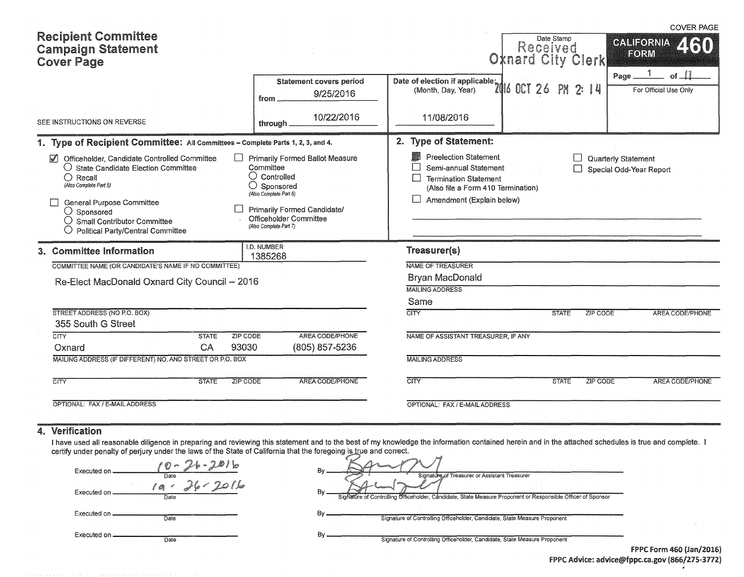COVER PAGE

# Recipient Committee Campaign Statement Cover Page

Date Stamp: Received Oxnard City Clerk 2016 OCT 26 PM 2: 14

**CALIFORNIA FORM 460**

Page 1 of 11

For Official Use Only

SEE INSTRUCTIONS ON REVERSE

Statement covers period from 9/25/2016 through 10/22/2016

Date of election if applicable: (Month, Day, Year) 11/08/2016

## 1. Type of Recipient Committee: All Committees – Complete Parts 1, 2, 3, and 4.

- [x] Officeholder, Candidate Controlled Committee
  - ○ State Candidate Election Committee
  - ○ Recall (Also Complete Part 5)
- [ ] General Purpose Committee
  - ○ Sponsored
  - ○ Small Contributor Committee
  - ○ Political Party/Central Committee
- [ ] Primarily Formed Ballot Measure Committee
  - ○ Controlled
  - ○ Sponsored (Also Complete Part 6)
- [ ] Primarily Formed Candidate/Officeholder Committee (Also Complete Part 7)

## 2. Type of Statement:

- [x] Preelection Statement
- [ ] Semi-annual Statement
- [ ] Termination Statement (Also file a Form 410 Termination)
- [ ] Amendment (Explain below)
- [ ] Quarterly Statement
- [ ] Special Odd-Year Report

## 3. Committee Information

I.D. NUMBER: 1385268

COMMITTEE NAME (OR CANDIDATE'S NAME IF NO COMMITTEE): Re-Elect MacDonald Oxnard City Council -- 2016

STREET ADDRESS (NO P.O. BOX): 355 South G Street

| CITY | STATE | ZIP CODE | AREA CODE/PHONE |
|---|---|---|---|
| Oxnard | CA | 93030 | (805) 857-5236 |

MAILING ADDRESS (IF DIFFERENT) NO. AND STREET OR P.O. BOX:

| CITY | STATE | ZIP CODE | AREA CODE/PHONE |
|---|---|---|---|
| | | | |

OPTIONAL: FAX / E-MAIL ADDRESS:

### Treasurer(s)

NAME OF TREASURER: Bryan MacDonald

MAILING ADDRESS: Same

| CITY | STATE | ZIP CODE | AREA CODE/PHONE |
|---|---|---|---|
| | | | |

NAME OF ASSISTANT TREASURER, IF ANY:

MAILING ADDRESS:

| CITY | STATE | ZIP CODE | AREA CODE/PHONE |
|---|---|---|---|
| | | | |

OPTIONAL: FAX / E-MAIL ADDRESS:

## 4. Verification

I have used all reasonable diligence in preparing and reviewing this statement and to the best of my knowledge the information contained herein and in the attached schedules is true and complete. I certify under penalty of perjury under the laws of the State of California that the foregoing is true and correct.

Executed on 10-26-2016 (Date) By [signature] (Signature of Treasurer or Assistant Treasurer)

Executed on 10-26-2016 (Date) By [signature] (Signature of Controlling Officeholder, Candidate, State Measure Proponent or Responsible Officer of Sponsor)

Executed on ______ (Date) By ______ (Signature of Controlling Officeholder, Candidate, State Measure Proponent)

Executed on ______ (Date) By ______ (Signature of Controlling Officeholder, Candidate, State Measure Proponent)

FPPC Form 460 (Jan/2016)
FPPC Advice: advice@fppc.ca.gov (866/275-3772)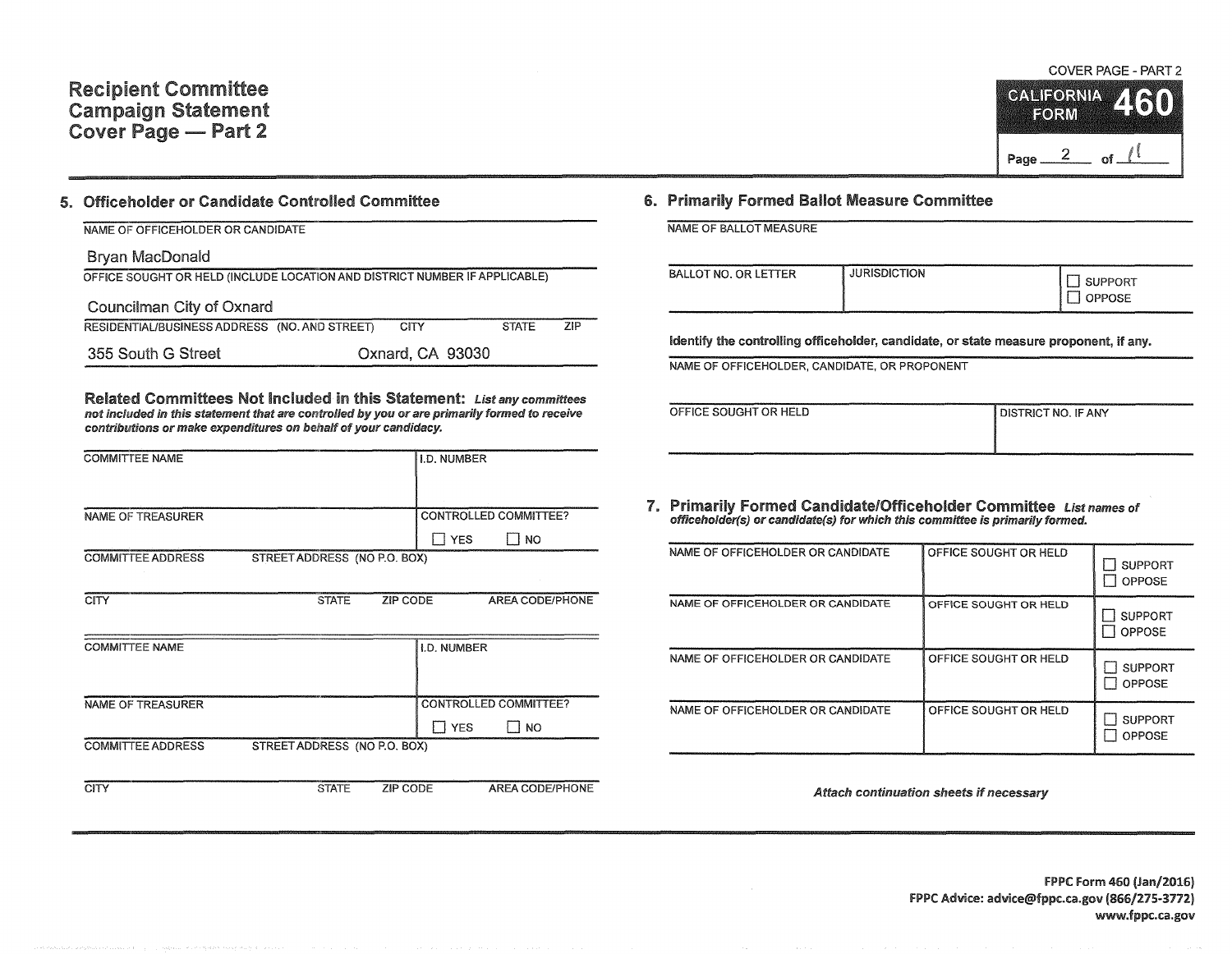# Recipient Committee Campaign Statement Cover Page — Part 2

COVER PAGE - PART 2

**CALIFORNIA FORM 460**

Page 2 of 11

## 5. Officeholder or Candidate Controlled Committee

NAME OF OFFICEHOLDER OR CANDIDATE

Bryan MacDonald

OFFICE SOUGHT OR HELD (INCLUDE LOCATION AND DISTRICT NUMBER IF APPLICABLE)

Councilman City of Oxnard

| RESIDENTIAL/BUSINESS ADDRESS (NO. AND STREET) | CITY | STATE | ZIP |
|---|---|---|---|
| 355 South G Street | Oxnard, | CA | 93030 |

### Related Committees Not Included in this Statement: *List any committees not included in this statement that are controlled by you or are primarily formed to receive contributions or make expenditures on behalf of your candidacy.*

| COMMITTEE NAME | | I.D. NUMBER | |
|---|---|---|---|
| NAME OF TREASURER | | CONTROLLED COMMITTEE? ☐ YES ☐ NO | |
| COMMITTEE ADDRESS | STREET ADDRESS (NO P.O. BOX) | | |
| CITY | STATE | ZIP CODE | AREA CODE/PHONE |

| COMMITTEE NAME | | I.D. NUMBER | |
|---|---|---|---|
| NAME OF TREASURER | | CONTROLLED COMMITTEE? ☐ YES ☐ NO | |
| COMMITTEE ADDRESS | STREET ADDRESS (NO P.O. BOX) | | |
| CITY | STATE | ZIP CODE | AREA CODE/PHONE |

## 6. Primarily Formed Ballot Measure Committee

NAME OF BALLOT MEASURE

| BALLOT NO. OR LETTER | JURISDICTION | ☐ SUPPORT ☐ OPPOSE |
|---|---|---|
| | | |

**Identify the controlling officeholder, candidate, or state measure proponent, if any.**

NAME OF OFFICEHOLDER, CANDIDATE, OR PROPONENT

| OFFICE SOUGHT OR HELD | DISTRICT NO. IF ANY |
|---|---|
| | |

## 7. Primarily Formed Candidate/Officeholder Committee *List names of officeholder(s) or candidate(s) for which this committee is primarily formed.*

| NAME OF OFFICEHOLDER OR CANDIDATE | OFFICE SOUGHT OR HELD | |
|---|---|---|
| | | ☐ SUPPORT ☐ OPPOSE |
| | | ☐ SUPPORT ☐ OPPOSE |
| | | ☐ SUPPORT ☐ OPPOSE |
| | | ☐ SUPPORT ☐ OPPOSE |

*Attach continuation sheets if necessary*

**FPPC Form 460 (Jan/2016)**
**FPPC Advice: advice@fppc.ca.gov (866/275-3772)**
**www.fppc.ca.gov**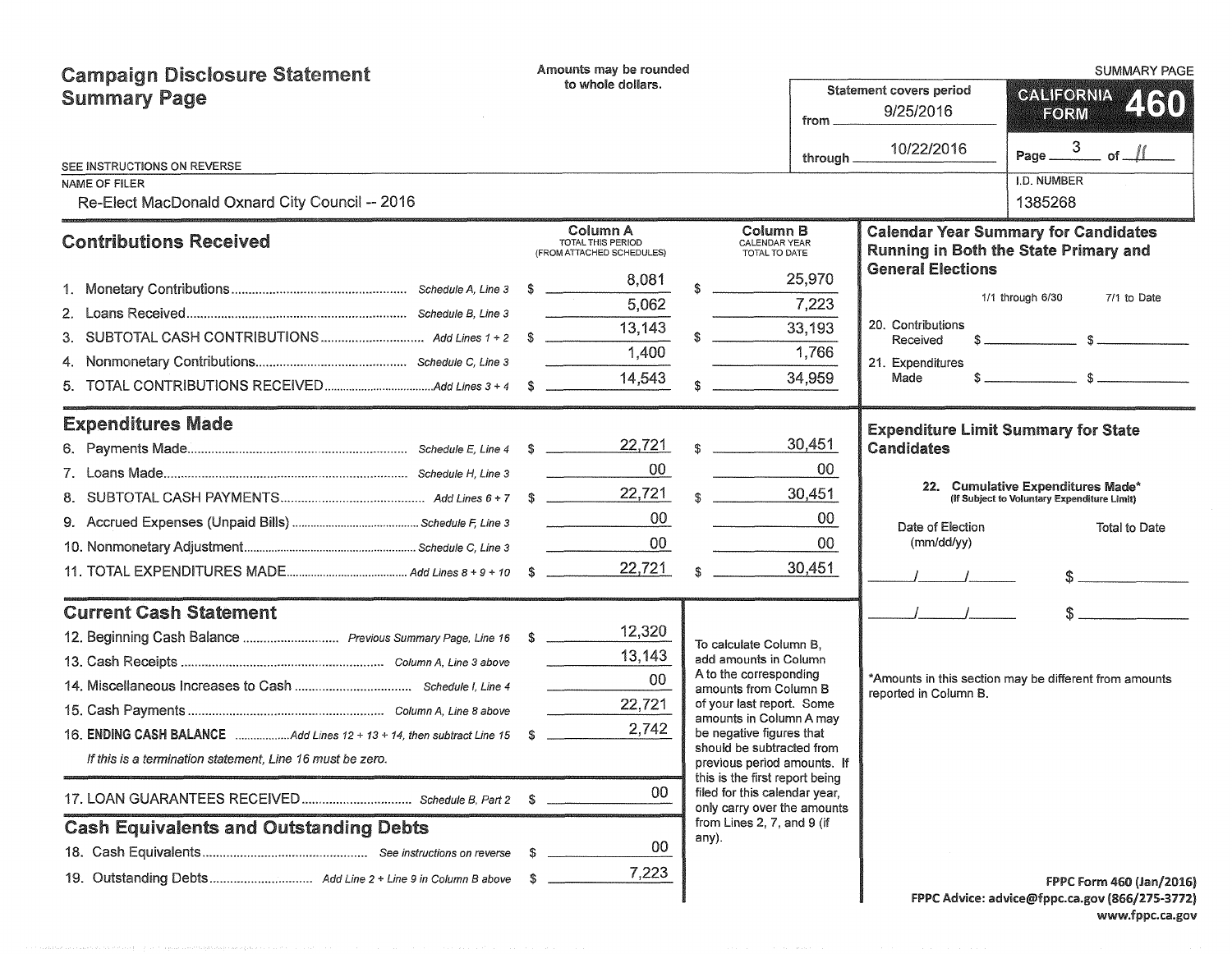# Campaign Disclosure Statement Summary Page

Amounts may be rounded to whole dollars.

SUMMARY PAGE

**CALIFORNIA FORM 460**

Statement covers period from 9/25/2016 through 10/22/2016

Page 3 of 11

SEE INSTRUCTIONS ON REVERSE

NAME OF FILER: Re-Elect MacDonald Oxnard City Council -- 2016

I.D. NUMBER: 1385268

## Contributions Received

| | | Column A TOTAL THIS PERIOD (FROM ATTACHED SCHEDULES) | Column B CALENDAR YEAR TOTAL TO DATE |
|---|---|---|---|
| 1. Monetary Contributions | *Schedule A, Line 3* | $ 8,081 | $ 25,970 |
| 2. Loans Received | *Schedule B, Line 3* | 5,062 | 7,223 |
| 3. SUBTOTAL CASH CONTRIBUTIONS | *Add Lines 1 + 2* | $ 13,143 | $ 33,193 |
| 4. Nonmonetary Contributions | *Schedule C, Line 3* | 1,400 | 1,766 |
| 5. TOTAL CONTRIBUTIONS RECEIVED | *Add Lines 3 + 4* | $ 14,543 | $ 34,959 |

## Expenditures Made

| | | Column A | Column B |
|---|---|---|---|
| 6. Payments Made | *Schedule E, Line 4* | $ 22,721 | $ 30,451 |
| 7. Loans Made | *Schedule H, Line 3* | 00 | 00 |
| 8. SUBTOTAL CASH PAYMENTS | *Add Lines 6 + 7* | $ 22,721 | $ 30,451 |
| 9. Accrued Expenses (Unpaid Bills) | *Schedule F, Line 3* | 00 | 00 |
| 10. Nonmonetary Adjustment | *Schedule C, Line 3* | 00 | 00 |
| 11. TOTAL EXPENDITURES MADE | *Add Lines 8 + 9 + 10* | $ 22,721 | $ 30,451 |

## Current Cash Statement

| | | |
|---|---|---|
| 12. Beginning Cash Balance | *Previous Summary Page, Line 16* | $ 12,320 |
| 13. Cash Receipts | *Column A, Line 3 above* | 13,143 |
| 14. Miscellaneous Increases to Cash | *Schedule I, Line 4* | 00 |
| 15. Cash Payments | *Column A, Line 8 above* | 22,721 |
| 16. **ENDING CASH BALANCE** | *Add Lines 12 + 13 + 14, then subtract Line 15* | $ 2,742 |

*If this is a termination statement, Line 16 must be zero.*

| | | |
|---|---|---|
| 17. LOAN GUARANTEES RECEIVED | *Schedule B, Part 2* | $ 00 |

To calculate Column B, add amounts in Column A to the corresponding amounts from Column B of your last report. Some amounts in Column A may be negative figures that should be subtracted from previous period amounts. If this is the first report being filed for this calendar year, only carry over the amounts from Lines 2, 7, and 9 (if any).

## Cash Equivalents and Outstanding Debts

| | | |
|---|---|---|
| 18. Cash Equivalents | *See instructions on reverse* | $ 00 |
| 19. Outstanding Debts | *Add Line 2 + Line 9 in Column B above* | $ 7,223 |

## Calendar Year Summary for Candidates Running in Both the State Primary and General Elections

| | 1/1 through 6/30 | 7/1 to Date |
|---|---|---|
| 20. Contributions Received | $ | $ |
| 21. Expenditures Made | $ | $ |

## Expenditure Limit Summary for State Candidates

22. Cumulative Expenditures Made* (If Subject to Voluntary Expenditure Limit)

| Date of Election (mm/dd/yy) | Total to Date |
|---|---|
| / / | $ |
| / / | $ |

*Amounts in this section may be different from amounts reported in Column B.

FPPC Form 460 (Jan/2016)
FPPC Advice: advice@fppc.ca.gov (866/275-3772)
www.fppc.ca.gov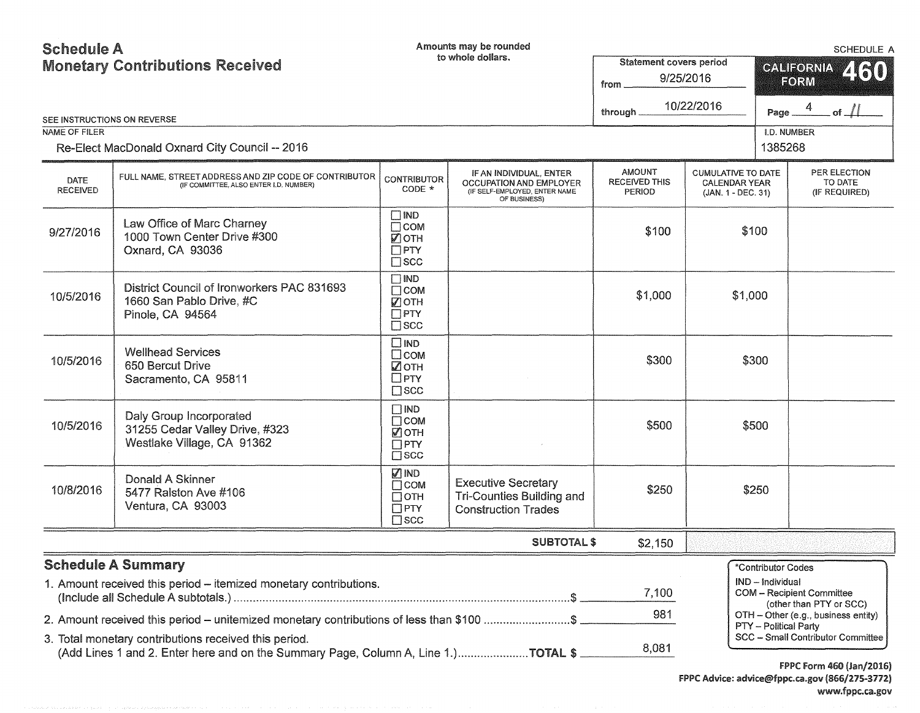# Schedule A
## Monetary Contributions Received

Amounts may be rounded to whole dollars.

SCHEDULE A

Statement covers period from 9/25/2016 through 10/22/2016

CALIFORNIA FORM 460

Page 4 of 11

SEE INSTRUCTIONS ON REVERSE

NAME OF FILER: Re-Elect MacDonald Oxnard City Council -- 2016

I.D. NUMBER: 1385268

| DATE RECEIVED | FULL NAME, STREET ADDRESS AND ZIP CODE OF CONTRIBUTOR (IF COMMITTEE, ALSO ENTER I.D. NUMBER) | CONTRIBUTOR CODE * | IF AN INDIVIDUAL, ENTER OCCUPATION AND EMPLOYER (IF SELF-EMPLOYED, ENTER NAME OF BUSINESS) | AMOUNT RECEIVED THIS PERIOD | CUMULATIVE TO DATE CALENDAR YEAR (JAN. 1 - DEC. 31) | PER ELECTION TO DATE (IF REQUIRED) |
|---|---|---|---|---|---|---|
| 9/27/2016 | Law Office of Marc Charney<br>1000 Town Center Drive #300<br>Oxnard, CA 93036 | ☐ IND<br>☐ COM<br>☑ OTH<br>☐ PTY<br>☐ SCC | | $100 | $100 | |
| 10/5/2016 | District Council of Ironworkers PAC 831693<br>1660 San Pablo Drive, #C<br>Pinole, CA 94564 | ☐ IND<br>☐ COM<br>☑ OTH<br>☐ PTY<br>☐ SCC | | $1,000 | $1,000 | |
| 10/5/2016 | Wellhead Services<br>650 Bercut Drive<br>Sacramento, CA 95811 | ☐ IND<br>☐ COM<br>☑ OTH<br>☐ PTY<br>☐ SCC | | $300 | $300 | |
| 10/5/2016 | Daly Group Incorporated<br>31255 Cedar Valley Drive, #323<br>Westlake Village, CA 91362 | ☐ IND<br>☐ COM<br>☑ OTH<br>☐ PTY<br>☐ SCC | | $500 | $500 | |
| 10/8/2016 | Donald A Skinner<br>5477 Ralston Ave #106<br>Ventura, CA 93003 | ☑ IND<br>☐ COM<br>☐ OTH<br>☐ PTY<br>☐ SCC | Executive Secretary<br>Tri-Counties Building and Construction Trades | $250 | $250 | |
| | | | **SUBTOTAL $** | $2,150 | | |

## Schedule A Summary

1. Amount received this period – itemized monetary contributions. (Include all Schedule A subtotals.) ........ $ 7,100
2. Amount received this period – unitemized monetary contributions of less than $100 ........ $ 981
3. Total monetary contributions received this period. (Add Lines 1 and 2. Enter here and on the Summary Page, Column A, Line 1.) ........ **TOTAL $** 8,081

*Contributor Codes
- IND – Individual
- COM – Recipient Committee (other than PTY or SCC)
- OTH – Other (e.g., business entity)
- PTY – Political Party
- SCC – Small Contributor Committee

FPPC Form 460 (Jan/2016)
FPPC Advice: advice@fppc.ca.gov (866/275-3772)
www.fppc.ca.gov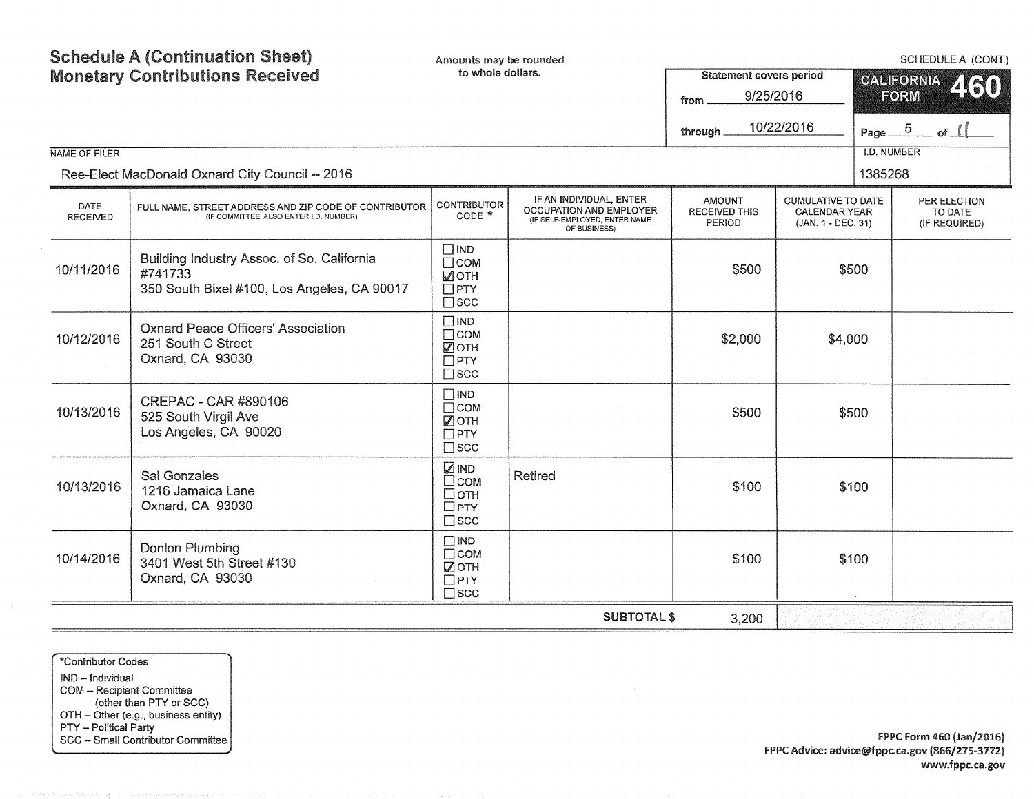# Schedule A (Continuation Sheet) Monetary Contributions Received

Amounts may be rounded to whole dollars.

SCHEDULE A (CONT.)

**CALIFORNIA FORM 460**

Statement covers period from 9/25/2016 through 10/22/2016

Page 5 of 11

NAME OF FILER: Ree-Elect MacDonald Oxnard City Council -- 2016

I.D. NUMBER: 1385268

| DATE RECEIVED | FULL NAME, STREET ADDRESS AND ZIP CODE OF CONTRIBUTOR (IF COMMITTEE, ALSO ENTER I.D. NUMBER) | CONTRIBUTOR CODE * | IF AN INDIVIDUAL, ENTER OCCUPATION AND EMPLOYER (IF SELF-EMPLOYED, ENTER NAME OF BUSINESS) | AMOUNT RECEIVED THIS PERIOD | CUMULATIVE TO DATE CALENDAR YEAR (JAN. 1 - DEC. 31) | PER ELECTION TO DATE (IF REQUIRED) |
|---|---|---|---|---|---|---|
| 10/11/2016 | Building Industry Assoc. of So. California #741733 350 South Bixel #100, Los Angeles, CA 90017 | ☐ IND ☐ COM ☑ OTH ☐ PTY ☐ SCC | | $500 | $500 | |
| 10/12/2016 | Oxnard Peace Officers' Association 251 South C Street Oxnard, CA 93030 | ☐ IND ☐ COM ☑ OTH ☐ PTY ☐ SCC | | $2,000 | $4,000 | |
| 10/13/2016 | CREPAC - CAR #890106 525 South Virgil Ave Los Angeles, CA 90020 | ☐ IND ☐ COM ☑ OTH ☐ PTY ☐ SCC | | $500 | $500 | |
| 10/13/2016 | Sal Gonzales 1216 Jamaica Lane Oxnard, CA 93030 | ☑ IND ☐ COM ☐ OTH ☐ PTY ☐ SCC | Retired | $100 | $100 | |
| 10/14/2016 | Donlon Plumbing 3401 West 5th Street #130 Oxnard, CA 93030 | ☐ IND ☐ COM ☑ OTH ☐ PTY ☐ SCC | | $100 | $100 | |
| | | | **SUBTOTAL $** | 3,200 | | |

*Contributor Codes
- IND – Individual
- COM – Recipient Committee (other than PTY or SCC)
- OTH – Other (e.g., business entity)
- PTY – Political Party
- SCC – Small Contributor Committee

FPPC Form 460 (Jan/2016)
FPPC Advice: advice@fppc.ca.gov (866/275-3772)
www.fppc.ca.gov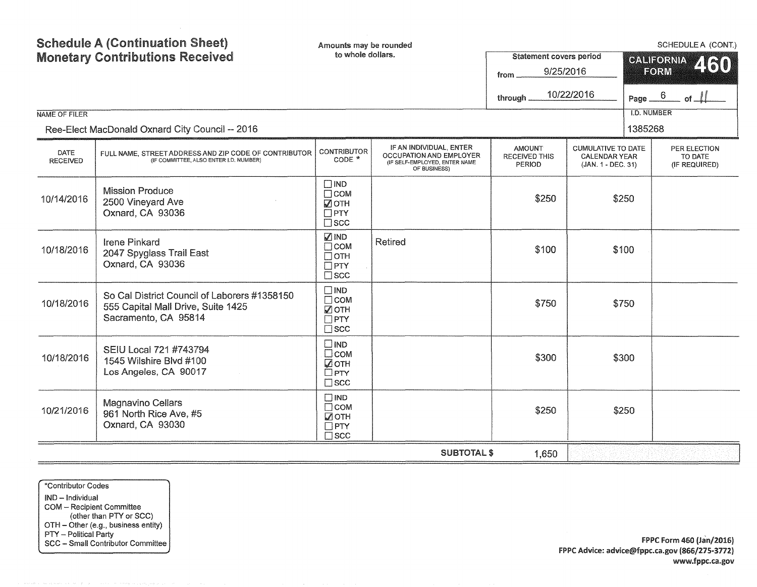# Schedule A (Continuation Sheet)
# Monetary Contributions Received

Amounts may be rounded to whole dollars.

SCHEDULE A (CONT.)

**CALIFORNIA FORM 460**

Statement covers period from 9/25/2016 through 10/22/2016

Page 6 of 11

NAME OF FILER: Ree-Elect MacDonald Oxnard City Council -- 2016

I.D. NUMBER: 1385268

| DATE RECEIVED | FULL NAME, STREET ADDRESS AND ZIP CODE OF CONTRIBUTOR (IF COMMITTEE, ALSO ENTER I.D. NUMBER) | CONTRIBUTOR CODE * | IF AN INDIVIDUAL, ENTER OCCUPATION AND EMPLOYER (IF SELF-EMPLOYED, ENTER NAME OF BUSINESS) | AMOUNT RECEIVED THIS PERIOD | CUMULATIVE TO DATE CALENDAR YEAR (JAN. 1 - DEC. 31) | PER ELECTION TO DATE (IF REQUIRED) |
|---|---|---|---|---|---|---|
| 10/14/2016 | Mission Produce<br>2500 Vineyard Ave<br>Oxnard, CA 93036 | ☐ IND<br>☐ COM<br>☑ OTH<br>☐ PTY<br>☐ SCC | | $250 | $250 | |
| 10/18/2016 | Irene Pinkard<br>2047 Spyglass Trail East<br>Oxnard, CA 93036 | ☑ IND<br>☐ COM<br>☐ OTH<br>☐ PTY<br>☐ SCC | Retired | $100 | $100 | |
| 10/18/2016 | So Cal District Council of Laborers #1358150<br>555 Capital Mall Drive, Suite 1425<br>Sacramento, CA 95814 | ☐ IND<br>☐ COM<br>☑ OTH<br>☐ PTY<br>☐ SCC | | $750 | $750 | |
| 10/18/2016 | SEIU Local 721 #743794<br>1545 Wilshire Blvd #100<br>Los Angeles, CA 90017 | ☐ IND<br>☐ COM<br>☑ OTH<br>☐ PTY<br>☐ SCC | | $300 | $300 | |
| 10/21/2016 | Magnavino Cellars<br>961 North Rice Ave, #5<br>Oxnard, CA 93030 | ☐ IND<br>☐ COM<br>☑ OTH<br>☐ PTY<br>☐ SCC | | $250 | $250 | |
| | | | **SUBTOTAL $** | 1,650 | | |

*Contributor Codes
IND – Individual
COM – Recipient Committee (other than PTY or SCC)
OTH – Other (e.g., business entity)
PTY – Political Party
SCC – Small Contributor Committee

**FPPC Form 460 (Jan/2016)**
**FPPC Advice: advice@fppc.ca.gov (866/275-3772)**
**www.fppc.ca.gov**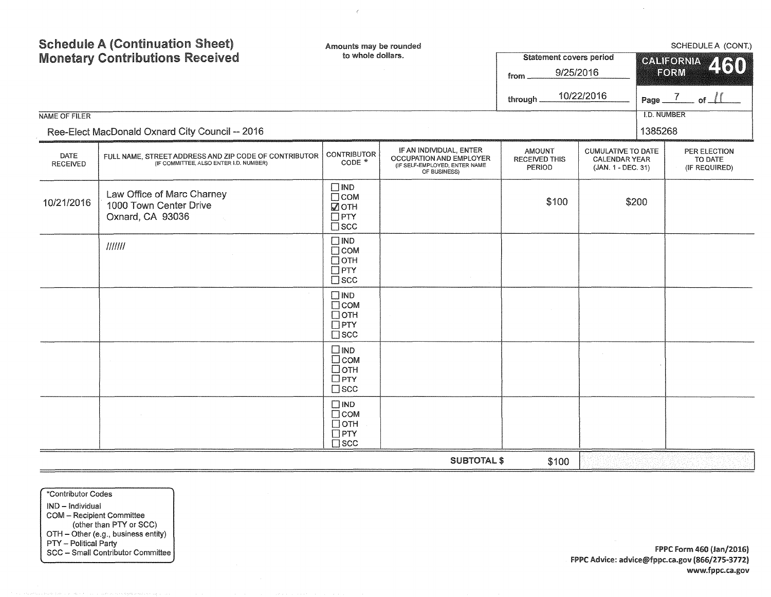# Schedule A (Continuation Sheet)
## Monetary Contributions Received

Amounts may be rounded to whole dollars.

SCHEDULE A (CONT.)

**CALIFORNIA FORM 460**

Statement covers period
from 9/25/2016
through 10/22/2016

Page 7 of 11

NAME OF FILER: Ree-Elect MacDonald Oxnard City Council -- 2016

I.D. NUMBER: 1385268

| DATE RECEIVED | FULL NAME, STREET ADDRESS AND ZIP CODE OF CONTRIBUTOR (IF COMMITTEE, ALSO ENTER I.D. NUMBER) | CONTRIBUTOR CODE * | IF AN INDIVIDUAL, ENTER OCCUPATION AND EMPLOYER (IF SELF-EMPLOYED, ENTER NAME OF BUSINESS) | AMOUNT RECEIVED THIS PERIOD | CUMULATIVE TO DATE CALENDAR YEAR (JAN. 1 - DEC. 31) | PER ELECTION TO DATE (IF REQUIRED) |
|---|---|---|---|---|---|---|
| 10/21/2016 | Law Office of Marc Charney<br>1000 Town Center Drive<br>Oxnard, CA 93036 | ☐ IND<br>☐ COM<br>☑ OTH<br>☐ PTY<br>☐ SCC | | $100 | $200 | |
| | /////// | ☐ IND<br>☐ COM<br>☐ OTH<br>☐ PTY<br>☐ SCC | | | | |
| | | ☐ IND<br>☐ COM<br>☐ OTH<br>☐ PTY<br>☐ SCC | | | | |
| | | ☐ IND<br>☐ COM<br>☐ OTH<br>☐ PTY<br>☐ SCC | | | | |
| | | ☐ IND<br>☐ COM<br>☐ OTH<br>☐ PTY<br>☐ SCC | | | | |
| | | | **SUBTOTAL $** | $100 | | |

*Contributor Codes
- IND – Individual
- COM – Recipient Committee (other than PTY or SCC)
- OTH – Other (e.g., business entity)
- PTY – Political Party
- SCC – Small Contributor Committee

FPPC Form 460 (Jan/2016)
FPPC Advice: advice@fppc.ca.gov (866/275-3772)
www.fppc.ca.gov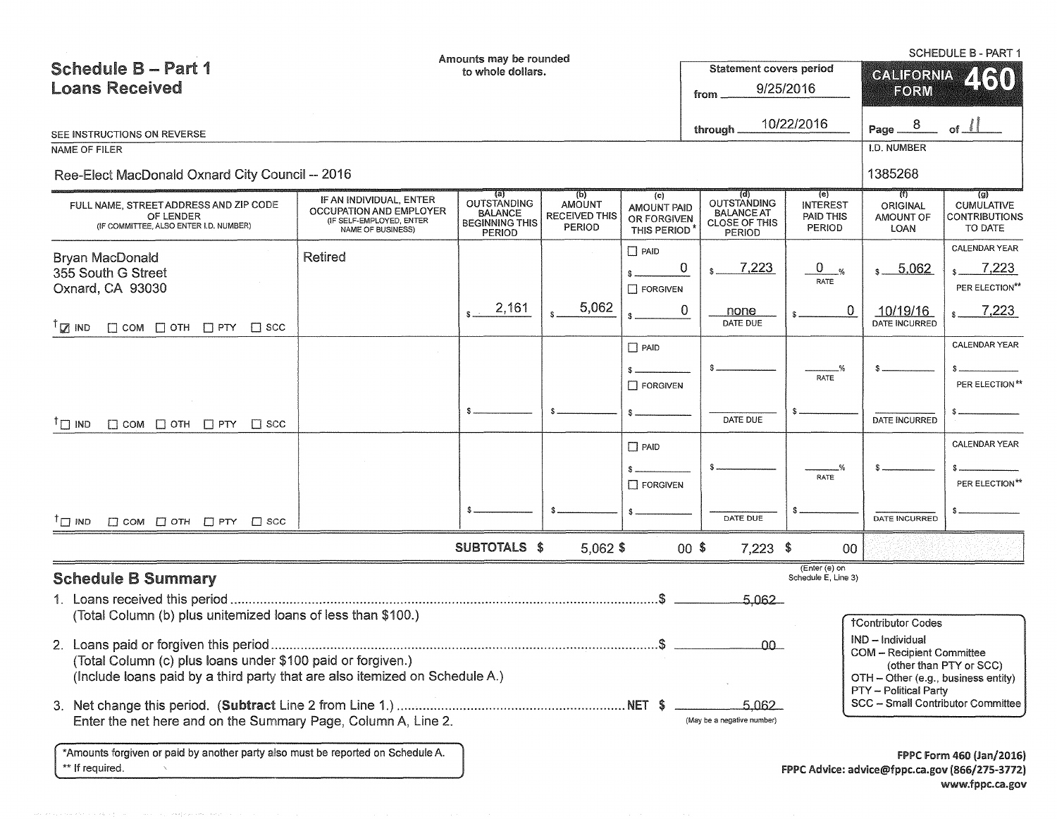# Schedule B – Part 1
## Loans Received

Amounts may be rounded to whole dollars.

SCHEDULE B - PART 1

CALIFORNIA FORM 460

Statement covers period from 9/25/2016 through 10/22/2016

Page 8 of 11

SEE INSTRUCTIONS ON REVERSE

NAME OF FILER: Ree-Elect MacDonald Oxnard City Council -- 2016

I.D. NUMBER: 1385268

| FULL NAME, STREET ADDRESS AND ZIP CODE OF LENDER (IF COMMITTEE, ALSO ENTER I.D. NUMBER) | IF AN INDIVIDUAL, ENTER OCCUPATION AND EMPLOYER (IF SELF-EMPLOYED, ENTER NAME OF BUSINESS) | (a) OUTSTANDING BALANCE BEGINNING THIS PERIOD | (b) AMOUNT RECEIVED THIS PERIOD | (c) AMOUNT PAID OR FORGIVEN THIS PERIOD* | (d) OUTSTANDING BALANCE AT CLOSE OF THIS PERIOD | (e) INTEREST PAID THIS PERIOD | (f) ORIGINAL AMOUNT OF LOAN | (g) CUMULATIVE CONTRIBUTIONS TO DATE |
|---|---|---|---|---|---|---|---|---|
| Bryan MacDonald<br>355 South G Street<br>Oxnard, CA 93030<br>☑ IND ☐ COM ☐ OTH ☐ PTY ☐ SCC | Retired | $ 2,161 | $ 5,062 | ☐ PAID $ 0<br>☐ FORGIVEN $ 0 | $ 7,223<br>none DATE DUE | 0 % RATE<br>$ 0 | $ 5,062<br>10/19/16 DATE INCURRED | CALENDAR YEAR $ 7,223<br>PER ELECTION** $ 7,223 |
| ☐ IND ☐ COM ☐ OTH ☐ PTY ☐ SCC | | $ | $ | ☐ PAID $<br>☐ FORGIVEN $ | $<br>DATE DUE | % RATE<br>$ | $<br>DATE INCURRED | CALENDAR YEAR $<br>PER ELECTION** $ |
| ☐ IND ☐ COM ☐ OTH ☐ PTY ☐ SCC | | $ | $ | ☐ PAID $<br>☐ FORGIVEN $ | $<br>DATE DUE | % RATE<br>$ | $<br>DATE INCURRED | CALENDAR YEAR $<br>PER ELECTION** $ |
| | SUBTOTALS | | $ 5,062 | $ 00 | $ 7,223 | $ 00 | | |

(Enter (e) on Schedule E, Line 3)

## Schedule B Summary

1. Loans received this period ........ $ 5,062
   (Total Column (b) plus unitemized loans of less than $100.)

2. Loans paid or forgiven this period ........ $ 00
   (Total Column (c) plus loans under $100 paid or forgiven.)
   (Include loans paid by a third party that are also itemized on Schedule A.)

3. Net change this period. (**Subtract** Line 2 from Line 1.) ........ NET $ 5,062
   Enter the net here and on the Summary Page, Column A, Line 2. (May be a negative number)

†Contributor Codes
- IND – Individual
- COM – Recipient Committee (other than PTY or SCC)
- OTH – Other (e.g., business entity)
- PTY – Political Party
- SCC – Small Contributor Committee

*Amounts forgiven or paid by another party also must be reported on Schedule A.
** If required.

FPPC Form 460 (Jan/2016)
FPPC Advice: advice@fppc.ca.gov (866/275-3772)
www.fppc.ca.gov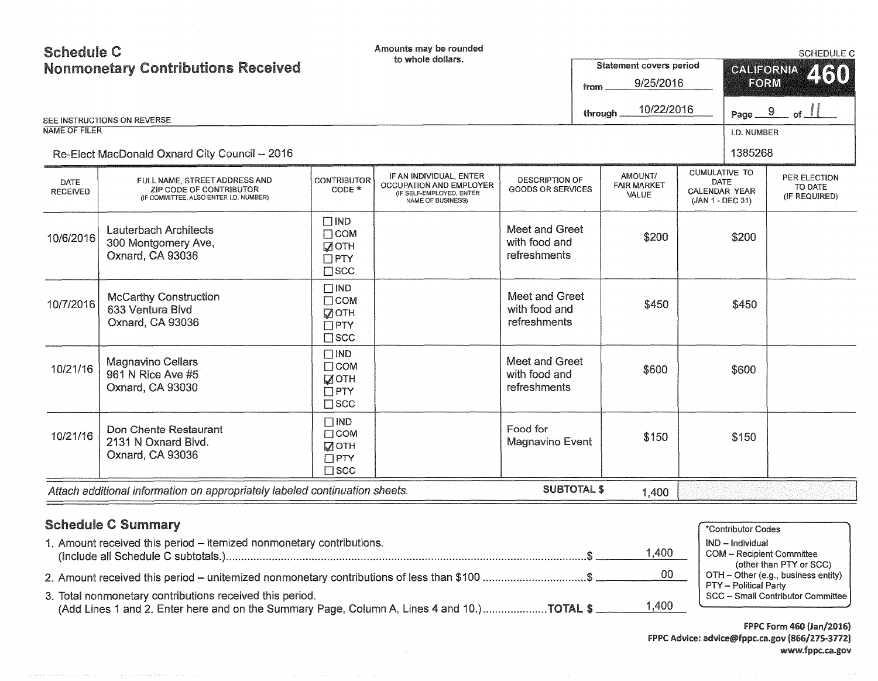# Schedule C
## Nonmonetary Contributions Received

Amounts may be rounded to whole dollars.

SCHEDULE C

**CALIFORNIA FORM 460**

Statement covers period from 9/25/2016 through 10/22/2016

Page 9 of 11

SEE INSTRUCTIONS ON REVERSE

NAME OF FILER: Re-Elect MacDonald Oxnard City Council -- 2016

I.D. NUMBER: 1385268

| DATE RECEIVED | FULL NAME, STREET ADDRESS AND ZIP CODE OF CONTRIBUTOR (IF COMMITTEE, ALSO ENTER I.D. NUMBER) | CONTRIBUTOR CODE * | IF AN INDIVIDUAL, ENTER OCCUPATION AND EMPLOYER (IF SELF-EMPLOYED, ENTER NAME OF BUSINESS) | DESCRIPTION OF GOODS OR SERVICES | AMOUNT/ FAIR MARKET VALUE | CUMULATIVE TO DATE CALENDAR YEAR (JAN 1 - DEC 31) | PER ELECTION TO DATE (IF REQUIRED) |
|---|---|---|---|---|---|---|---|
| 10/6/2016 | Lauterbach Architects<br>300 Montgomery Ave,<br>Oxnard, CA 93036 | ☐ IND<br>☐ COM<br>☑ OTH<br>☐ PTY<br>☐ SCC | | Meet and Greet with food and refreshments | $200 | $200 | |
| 10/7/2016 | McCarthy Construction<br>633 Ventura Blvd<br>Oxnard, CA 93036 | ☐ IND<br>☐ COM<br>☑ OTH<br>☐ PTY<br>☐ SCC | | Meet and Greet with food and refreshments | $450 | $450 | |
| 10/21/16 | Magnavino Cellars<br>961 N Rice Ave #5<br>Oxnard, CA 93030 | ☐ IND<br>☐ COM<br>☑ OTH<br>☐ PTY<br>☐ SCC | | Meet and Greet with food and refreshments | $600 | $600 | |
| 10/21/16 | Don Chente Restaurant<br>2131 N Oxnard Blvd.<br>Oxnard, CA 93036 | ☐ IND<br>☐ COM<br>☑ OTH<br>☐ PTY<br>☐ SCC | | Food for Magnavino Event | $150 | $150 | |

*Attach additional information on appropriately labeled continuation sheets.* **SUBTOTAL $** 1,400

## Schedule C Summary

1. Amount received this period – itemized nonmonetary contributions. (Include all Schedule C subtotals.) ........ $ 1,400
2. Amount received this period – unitemized nonmonetary contributions of less than $100 ........ $ 00
3. Total nonmonetary contributions received this period. (Add Lines 1 and 2. Enter here and on the Summary Page, Column A, Lines 4 and 10.) ........ **TOTAL $** 1,400

*Contributor Codes
- IND – Individual
- COM – Recipient Committee (other than PTY or SCC)
- OTH – Other (e.g., business entity)
- PTY – Political Party
- SCC – Small Contributor Committee

**FPPC Form 460 (Jan/2016)**
**FPPC Advice: advice@fppc.ca.gov (866/275-3772)**
**www.fppc.ca.gov**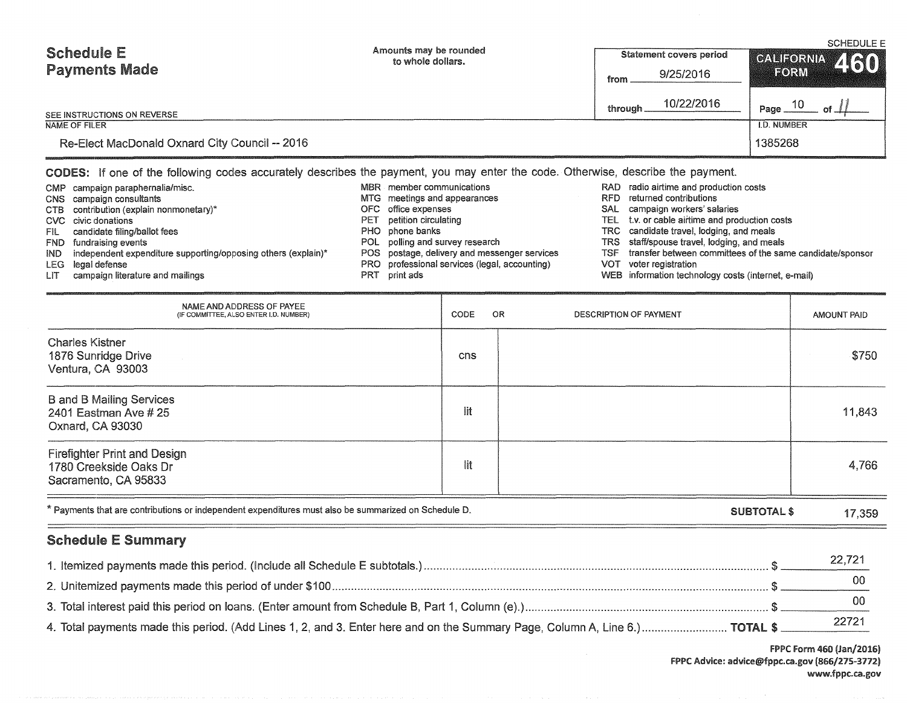# Schedule E
## Payments Made

Amounts may be rounded to whole dollars.

SEE INSTRUCTIONS ON REVERSE

| Statement covers period | |
|---|---|
| from | 9/25/2016 |
| through | 10/22/2016 |

**SCHEDULE E — CALIFORNIA FORM 460**

Page 10 of 11

NAME OF FILER: Re-Elect MacDonald Oxnard City Council -- 2016

I.D. NUMBER: 1385268

**CODES:** If one of the following codes accurately describes the payment, you may enter the code. Otherwise, describe the payment.

- CMP campaign paraphernalia/misc.
- CNS campaign consultants
- CTB contribution (explain nonmonetary)*
- CVC civic donations
- FIL candidate filing/ballot fees
- FND fundraising events
- IND independent expenditure supporting/opposing others (explain)*
- LEG legal defense
- LIT campaign literature and mailings
- MBR member communications
- MTG meetings and appearances
- OFC office expenses
- PET petition circulating
- PHO phone banks
- POL polling and survey research
- POS postage, delivery and messenger services
- PRO professional services (legal, accounting)
- PRT print ads
- RAD radio airtime and production costs
- RFD returned contributions
- SAL campaign workers' salaries
- TEL t.v. or cable airtime and production costs
- TRC candidate travel, lodging, and meals
- TRS staff/spouse travel, lodging, and meals
- TSF transfer between committees of the same candidate/sponsor
- VOT voter registration
- WEB information technology costs (internet, e-mail)

| NAME AND ADDRESS OF PAYEE (IF COMMITTEE, ALSO ENTER I.D. NUMBER) | CODE | OR DESCRIPTION OF PAYMENT | AMOUNT PAID |
|---|---|---|---|
| Charles Kistner<br>1876 Sunridge Drive<br>Ventura, CA 93003 | cns | | $750 |
| B and B Mailing Services<br>2401 Eastman Ave # 25<br>Oxnard, CA 93030 | lit | | 11,843 |
| Firefighter Print and Design<br>1780 Creekside Oaks Dr<br>Sacramento, CA 95833 | lit | | 4,766 |
| | | **SUBTOTAL $** | 17,359 |

* Payments that are contributions or independent expenditures must also be summarized on Schedule D.

## Schedule E Summary

1. Itemized payments made this period. (Include all Schedule E subtotals.) $ 22,721
2. Unitemized payments made this period of under $100 $ 00
3. Total interest paid this period on loans. (Enter amount from Schedule B, Part 1, Column (e).) $ 00
4. Total payments made this period. (Add Lines 1, 2, and 3. Enter here and on the Summary Page, Column A, Line 6.) **TOTAL $** 22721

FPPC Form 460 (Jan/2016)
FPPC Advice: advice@fppc.ca.gov (866/275-3772)
www.fppc.ca.gov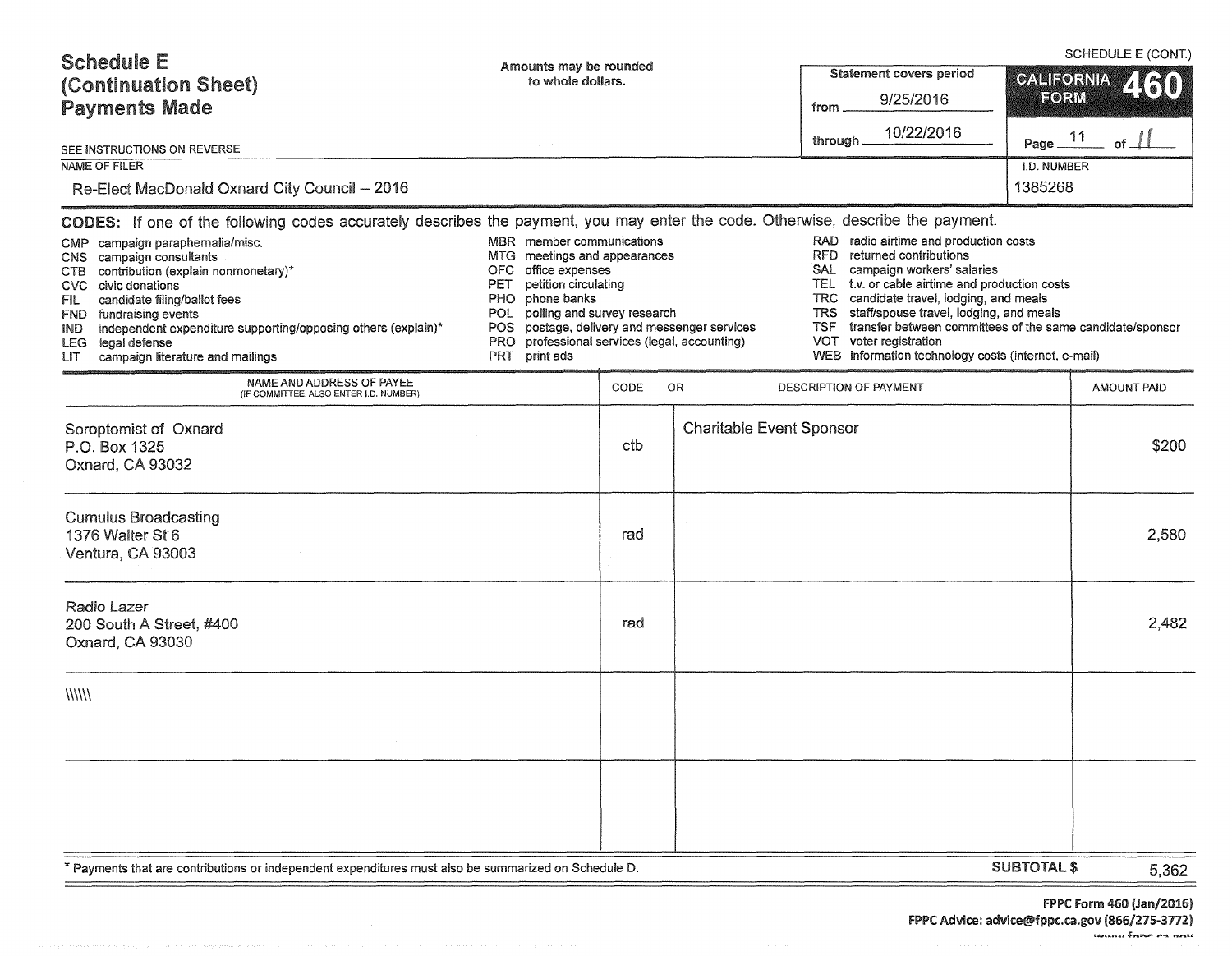# Schedule E (Continuation Sheet) Payments Made

Amounts may be rounded to whole dollars.

SCHEDULE E (CONT.)

Statement covers period

from 9/25/2016

through 10/22/2016

**CALIFORNIA FORM 460**

SEE INSTRUCTIONS ON REVERSE

NAME OF FILER: Re-Elect MacDonald Oxnard City Council -- 2016

I.D. NUMBER: 1385268

**CODES:** If one of the following codes accurately describes the payment, you may enter the code. Otherwise, describe the payment.

- CMP campaign paraphernalia/misc.
- CNS campaign consultants
- CTB contribution (explain nonmonetary)*
- CVC civic donations
- FIL candidate filing/ballot fees
- FND fundraising events
- IND independent expenditure supporting/opposing others (explain)*
- LEG legal defense
- LIT campaign literature and mailings
- MBR member communications
- MTG meetings and appearances
- OFC office expenses
- PET petition circulating
- PHO phone banks
- POL polling and survey research
- POS postage, delivery and messenger services
- PRO professional services (legal, accounting)
- PRT print ads
- RAD radio airtime and production costs
- RFD returned contributions
- SAL campaign workers' salaries
- TEL t.v. or cable airtime and production costs
- TRC candidate travel, lodging, and meals
- TRS staff/spouse travel, lodging, and meals
- TSF transfer between committees of the same candidate/sponsor
- VOT voter registration
- WEB information technology costs (internet, e-mail)

| NAME AND ADDRESS OF PAYEE (IF COMMITTEE, ALSO ENTER I.D. NUMBER) | CODE | OR DESCRIPTION OF PAYMENT | AMOUNT PAID |
|---|---|---|---|
| Soroptomist of Oxnard<br>P.O. Box 1325<br>Oxnard, CA 93032 | ctb | Charitable Event Sponsor | $200 |
| Cumulus Broadcasting<br>1376 Walter St 6<br>Ventura, CA 93003 | rad | | 2,580 |
| Radio Lazer<br>200 South A Street, #400<br>Oxnard, CA 93030 | rad | | 2,482 |
| \\\\\\ | | | |
| | | | |

\* Payments that are contributions or independent expenditures must also be summarized on Schedule D.

**SUBTOTAL $** 5,362

FPPC Form 460 (Jan/2016)
FPPC Advice: advice@fppc.ca.gov (866/275-3772)